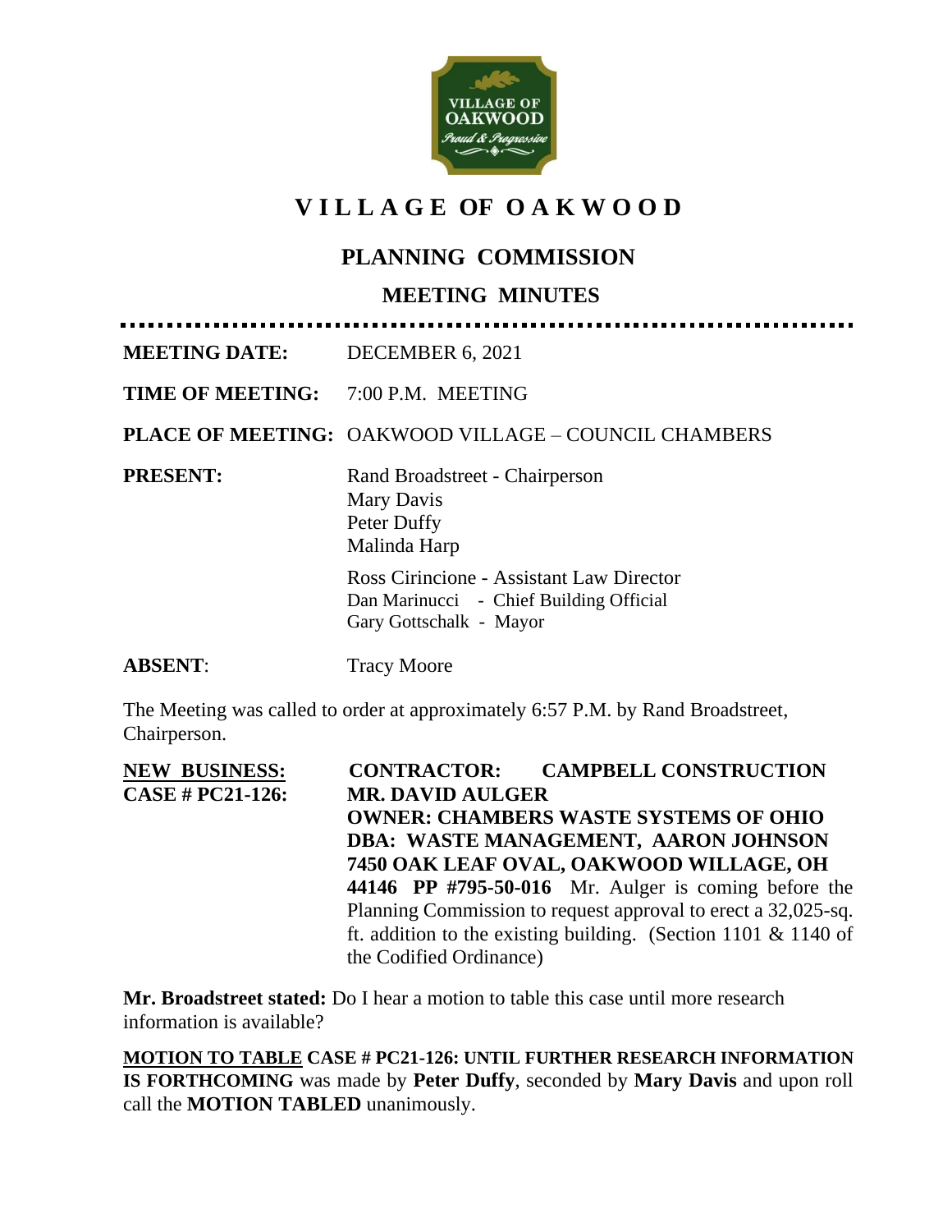# VILLAGE OF OAKWOOD

## PLANNING COMMISSION

### MEETING MINUTES

**MEETING DATE:** DECEMBER 6, 2021

**TIME OF MEETING:** 7:00 P.M. MEETING

**PLACE OF MEETING:** OAKWOOD VILLAGE – COUNCIL CHAMBERS

**PRESENT:**
Rand Broadstreet - Chairperson
Mary Davis
Peter Duffy
Malinda Harp

Ross Cirincione - Assistant Law Director
Dan Marinucci - Chief Building Official
Gary Gottschalk - Mayor

**ABSENT:** Tracy Moore

The Meeting was called to order at approximately 6:57 P.M. by Rand Broadstreet, Chairperson.

**NEW BUSINESS:**
**CASE # PC21-126:**
**CONTRACTOR: CAMPBELL CONSTRUCTION MR. DAVID AULGER OWNER: CHAMBERS WASTE SYSTEMS OF OHIO DBA: WASTE MANAGEMENT, AARON JOHNSON 7450 OAK LEAF OVAL, OAKWOOD WILLAGE, OH 44146 PP #795-50-016** Mr. Aulger is coming before the Planning Commission to request approval to erect a 32,025-sq. ft. addition to the existing building. (Section 1101 & 1140 of the Codified Ordinance)

**Mr. Broadstreet stated:** Do I hear a motion to table this case until more research information is available?

**MOTION TO TABLE CASE # PC21-126: UNTIL FURTHER RESEARCH INFORMATION IS FORTHCOMING** was made by **Peter Duffy**, seconded by **Mary Davis** and upon roll call the **MOTION TABLED** unanimously.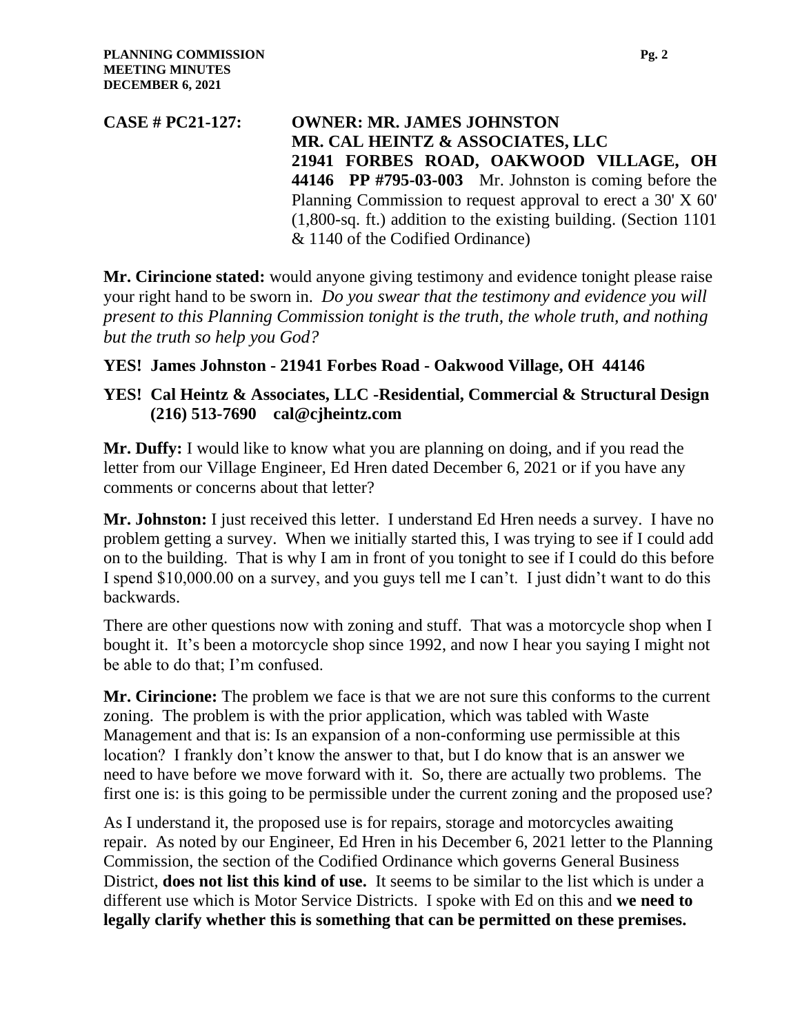**CASE # PC21-127: OWNER: MR. JAMES JOHNSTON MR. CAL HEINTZ & ASSOCIATES, LLC 21941 FORBES ROAD, OAKWOOD VILLAGE, OH 44146 PP #795-03-003** Mr. Johnston is coming before the Planning Commission to request approval to erect a 30' X 60' (1,800-sq. ft.) addition to the existing building. (Section 1101 & 1140 of the Codified Ordinance)

**Mr. Cirincione stated:** would anyone giving testimony and evidence tonight please raise your right hand to be sworn in. *Do you swear that the testimony and evidence you will present to this Planning Commission tonight is the truth, the whole truth, and nothing but the truth so help you God?*

**YES! James Johnston - 21941 Forbes Road - Oakwood Village, OH 44146**

**YES! Cal Heintz & Associates, LLC -Residential, Commercial & Structural Design (216) 513-7690 cal@cjheintz.com**

**Mr. Duffy:** I would like to know what you are planning on doing, and if you read the letter from our Village Engineer, Ed Hren dated December 6, 2021 or if you have any comments or concerns about that letter?

**Mr. Johnston:** I just received this letter. I understand Ed Hren needs a survey. I have no problem getting a survey. When we initially started this, I was trying to see if I could add on to the building. That is why I am in front of you tonight to see if I could do this before I spend $10,000.00 on a survey, and you guys tell me I can't. I just didn't want to do this backwards.

There are other questions now with zoning and stuff. That was a motorcycle shop when I bought it. It's been a motorcycle shop since 1992, and now I hear you saying I might not be able to do that; I'm confused.

**Mr. Cirincione:** The problem we face is that we are not sure this conforms to the current zoning. The problem is with the prior application, which was tabled with Waste Management and that is: Is an expansion of a non-conforming use permissible at this location? I frankly don't know the answer to that, but I do know that is an answer we need to have before we move forward with it. So, there are actually two problems. The first one is: is this going to be permissible under the current zoning and the proposed use?

As I understand it, the proposed use is for repairs, storage and motorcycles awaiting repair. As noted by our Engineer, Ed Hren in his December 6, 2021 letter to the Planning Commission, the section of the Codified Ordinance which governs General Business District, **does not list this kind of use.** It seems to be similar to the list which is under a different use which is Motor Service Districts. I spoke with Ed on this and **we need to legally clarify whether this is something that can be permitted on these premises.**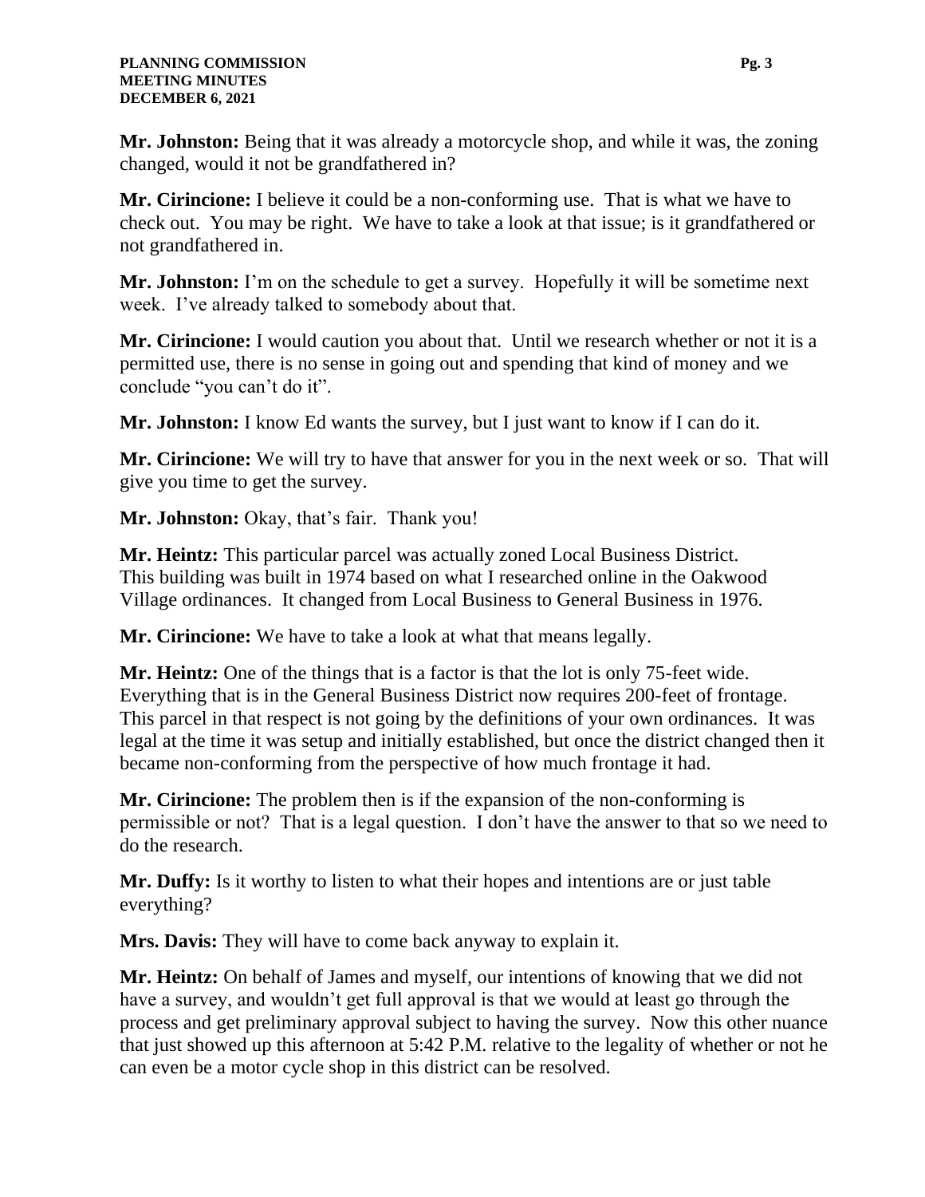**Mr. Johnston:** Being that it was already a motorcycle shop, and while it was, the zoning changed, would it not be grandfathered in?

**Mr. Cirincione:** I believe it could be a non-conforming use. That is what we have to check out. You may be right. We have to take a look at that issue; is it grandfathered or not grandfathered in.

**Mr. Johnston:** I'm on the schedule to get a survey. Hopefully it will be sometime next week. I've already talked to somebody about that.

**Mr. Cirincione:** I would caution you about that. Until we research whether or not it is a permitted use, there is no sense in going out and spending that kind of money and we conclude "you can't do it".

**Mr. Johnston:** I know Ed wants the survey, but I just want to know if I can do it.

**Mr. Cirincione:** We will try to have that answer for you in the next week or so. That will give you time to get the survey.

**Mr. Johnston:** Okay, that's fair. Thank you!

**Mr. Heintz:** This particular parcel was actually zoned Local Business District. This building was built in 1974 based on what I researched online in the Oakwood Village ordinances. It changed from Local Business to General Business in 1976.

**Mr. Cirincione:** We have to take a look at what that means legally.

**Mr. Heintz:** One of the things that is a factor is that the lot is only 75-feet wide. Everything that is in the General Business District now requires 200-feet of frontage. This parcel in that respect is not going by the definitions of your own ordinances. It was legal at the time it was setup and initially established, but once the district changed then it became non-conforming from the perspective of how much frontage it had.

**Mr. Cirincione:** The problem then is if the expansion of the non-conforming is permissible or not? That is a legal question. I don't have the answer to that so we need to do the research.

**Mr. Duffy:** Is it worthy to listen to what their hopes and intentions are or just table everything?

**Mrs. Davis:** They will have to come back anyway to explain it.

**Mr. Heintz:** On behalf of James and myself, our intentions of knowing that we did not have a survey, and wouldn't get full approval is that we would at least go through the process and get preliminary approval subject to having the survey. Now this other nuance that just showed up this afternoon at 5:42 P.M. relative to the legality of whether or not he can even be a motor cycle shop in this district can be resolved.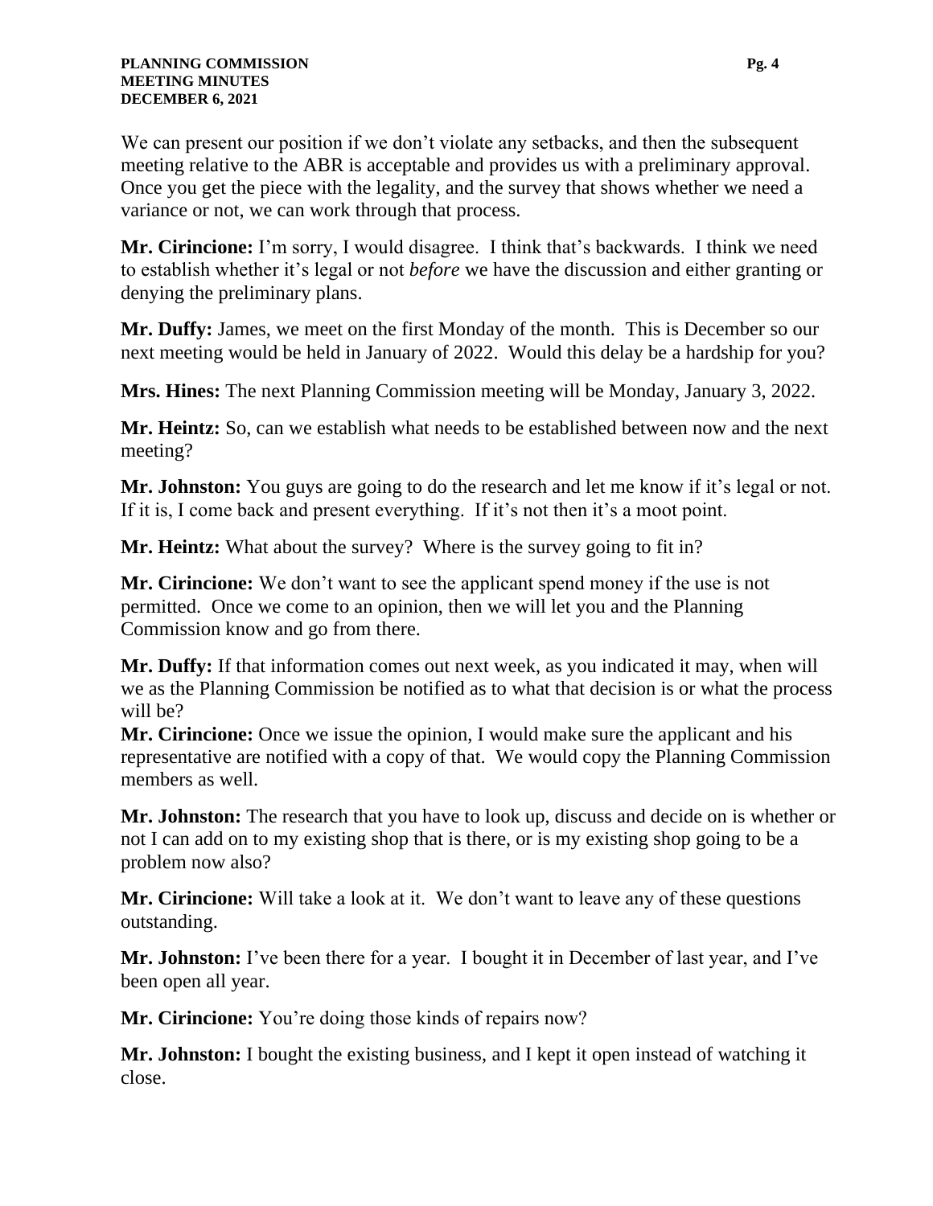We can present our position if we don't violate any setbacks, and then the subsequent meeting relative to the ABR is acceptable and provides us with a preliminary approval. Once you get the piece with the legality, and the survey that shows whether we need a variance or not, we can work through that process.

**Mr. Cirincione:** I'm sorry, I would disagree. I think that's backwards. I think we need to establish whether it's legal or not *before* we have the discussion and either granting or denying the preliminary plans.

**Mr. Duffy:** James, we meet on the first Monday of the month. This is December so our next meeting would be held in January of 2022. Would this delay be a hardship for you?

**Mrs. Hines:** The next Planning Commission meeting will be Monday, January 3, 2022.

**Mr. Heintz:** So, can we establish what needs to be established between now and the next meeting?

**Mr. Johnston:** You guys are going to do the research and let me know if it's legal or not. If it is, I come back and present everything. If it's not then it's a moot point.

**Mr. Heintz:** What about the survey? Where is the survey going to fit in?

**Mr. Cirincione:** We don't want to see the applicant spend money if the use is not permitted. Once we come to an opinion, then we will let you and the Planning Commission know and go from there.

**Mr. Duffy:** If that information comes out next week, as you indicated it may, when will we as the Planning Commission be notified as to what that decision is or what the process will be?

**Mr. Cirincione:** Once we issue the opinion, I would make sure the applicant and his representative are notified with a copy of that. We would copy the Planning Commission members as well.

**Mr. Johnston:** The research that you have to look up, discuss and decide on is whether or not I can add on to my existing shop that is there, or is my existing shop going to be a problem now also?

**Mr. Cirincione:** Will take a look at it. We don't want to leave any of these questions outstanding.

**Mr. Johnston:** I've been there for a year. I bought it in December of last year, and I've been open all year.

**Mr. Cirincione:** You're doing those kinds of repairs now?

**Mr. Johnston:** I bought the existing business, and I kept it open instead of watching it close.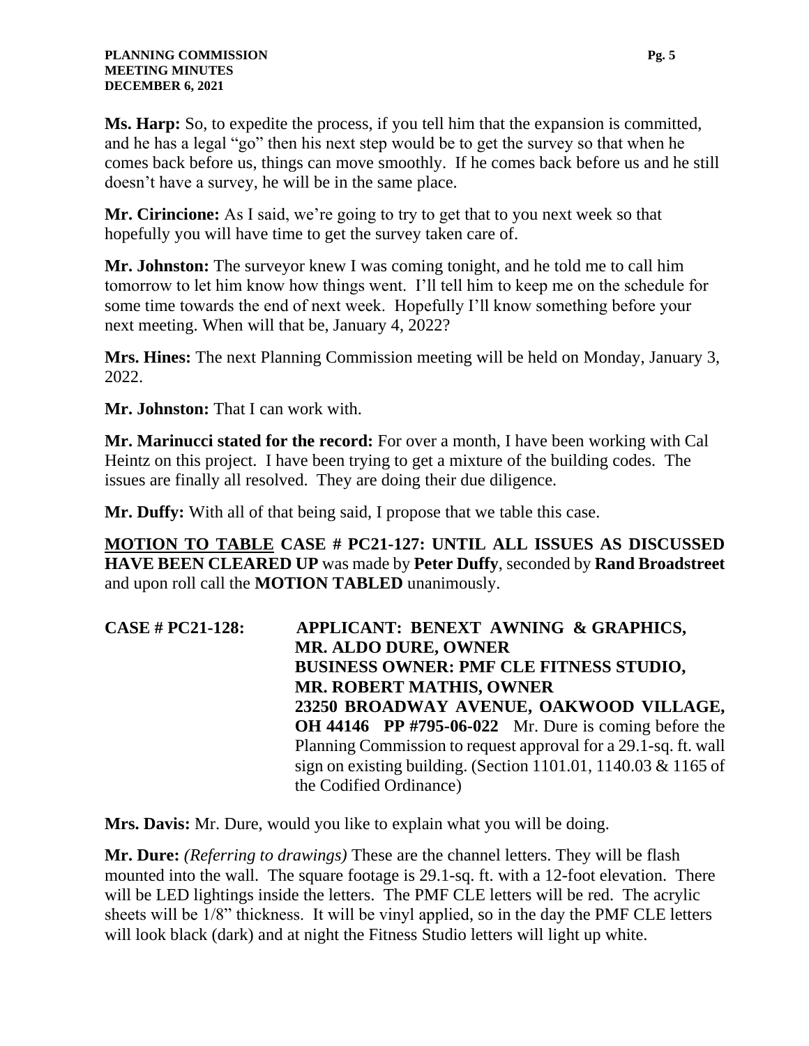**Ms. Harp:** So, to expedite the process, if you tell him that the expansion is committed, and he has a legal "go" then his next step would be to get the survey so that when he comes back before us, things can move smoothly. If he comes back before us and he still doesn't have a survey, he will be in the same place.

**Mr. Cirincione:** As I said, we're going to try to get that to you next week so that hopefully you will have time to get the survey taken care of.

**Mr. Johnston:** The surveyor knew I was coming tonight, and he told me to call him tomorrow to let him know how things went. I'll tell him to keep me on the schedule for some time towards the end of next week. Hopefully I'll know something before your next meeting. When will that be, January 4, 2022?

**Mrs. Hines:** The next Planning Commission meeting will be held on Monday, January 3, 2022.

**Mr. Johnston:** That I can work with.

**Mr. Marinucci stated for the record:** For over a month, I have been working with Cal Heintz on this project. I have been trying to get a mixture of the building codes. The issues are finally all resolved. They are doing their due diligence.

**Mr. Duffy:** With all of that being said, I propose that we table this case.

**MOTION TO TABLE CASE # PC21-127: UNTIL ALL ISSUES AS DISCUSSED HAVE BEEN CLEARED UP** was made by **Peter Duffy**, seconded by **Rand Broadstreet** and upon roll call the **MOTION TABLED** unanimously.

**CASE # PC21-128: APPLICANT: BENEXT AWNING & GRAPHICS, MR. ALDO DURE, OWNER BUSINESS OWNER: PMF CLE FITNESS STUDIO, MR. ROBERT MATHIS, OWNER 23250 BROADWAY AVENUE, OAKWOOD VILLAGE, OH 44146 PP #795-06-022** Mr. Dure is coming before the Planning Commission to request approval for a 29.1-sq. ft. wall sign on existing building. (Section 1101.01, 1140.03 & 1165 of the Codified Ordinance)

**Mrs. Davis:** Mr. Dure, would you like to explain what you will be doing.

**Mr. Dure:** *(Referring to drawings)* These are the channel letters. They will be flash mounted into the wall. The square footage is 29.1-sq. ft. with a 12-foot elevation. There will be LED lightings inside the letters. The PMF CLE letters will be red. The acrylic sheets will be 1/8" thickness. It will be vinyl applied, so in the day the PMF CLE letters will look black (dark) and at night the Fitness Studio letters will light up white.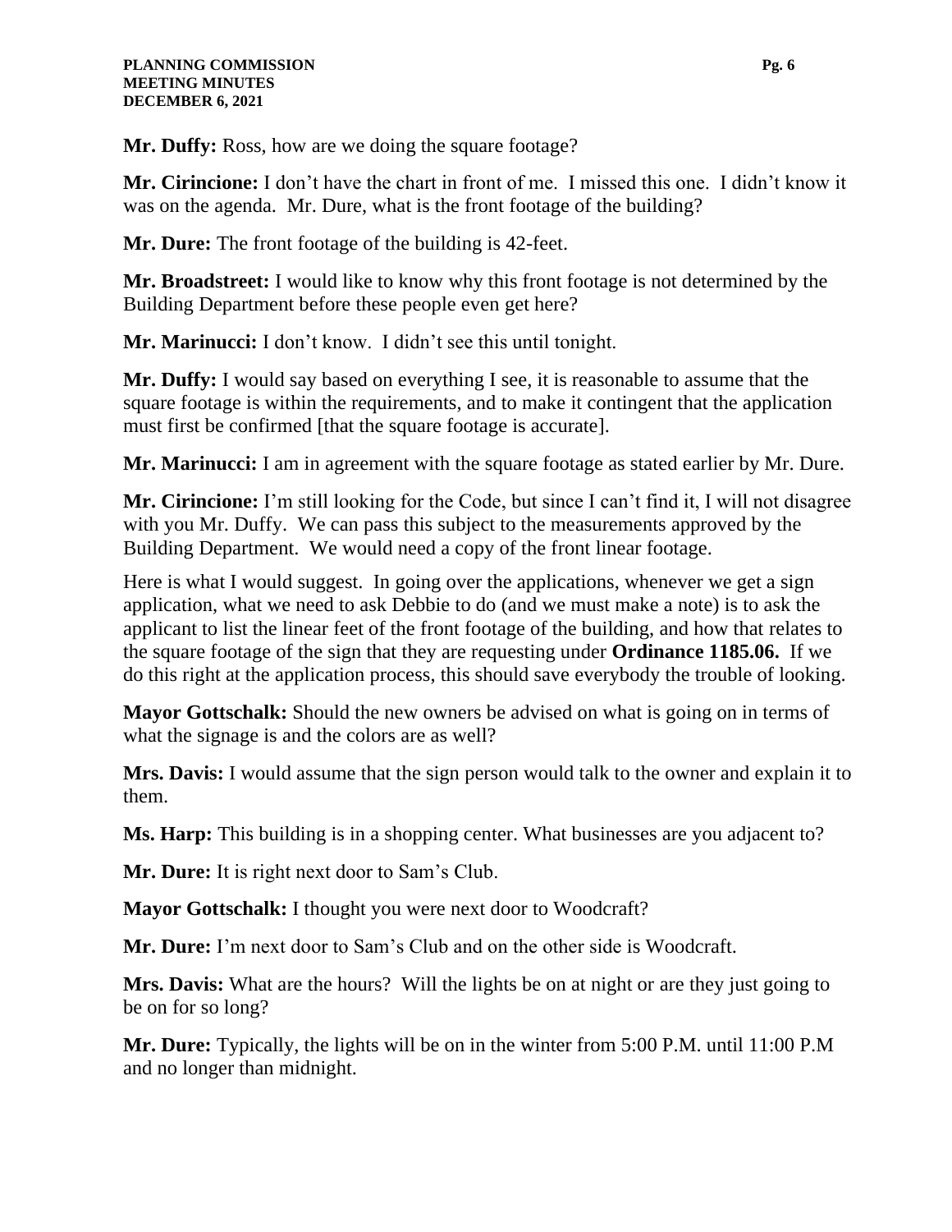**Mr. Duffy:** Ross, how are we doing the square footage?

**Mr. Cirincione:** I don't have the chart in front of me. I missed this one. I didn't know it was on the agenda. Mr. Dure, what is the front footage of the building?

**Mr. Dure:** The front footage of the building is 42-feet.

**Mr. Broadstreet:** I would like to know why this front footage is not determined by the Building Department before these people even get here?

**Mr. Marinucci:** I don't know. I didn't see this until tonight.

**Mr. Duffy:** I would say based on everything I see, it is reasonable to assume that the square footage is within the requirements, and to make it contingent that the application must first be confirmed [that the square footage is accurate].

**Mr. Marinucci:** I am in agreement with the square footage as stated earlier by Mr. Dure.

**Mr. Cirincione:** I'm still looking for the Code, but since I can't find it, I will not disagree with you Mr. Duffy. We can pass this subject to the measurements approved by the Building Department. We would need a copy of the front linear footage.

Here is what I would suggest. In going over the applications, whenever we get a sign application, what we need to ask Debbie to do (and we must make a note) is to ask the applicant to list the linear feet of the front footage of the building, and how that relates to the square footage of the sign that they are requesting under **Ordinance 1185.06.** If we do this right at the application process, this should save everybody the trouble of looking.

**Mayor Gottschalk:** Should the new owners be advised on what is going on in terms of what the signage is and the colors are as well?

**Mrs. Davis:** I would assume that the sign person would talk to the owner and explain it to them.

**Ms. Harp:** This building is in a shopping center. What businesses are you adjacent to?

**Mr. Dure:** It is right next door to Sam's Club.

**Mayor Gottschalk:** I thought you were next door to Woodcraft?

**Mr. Dure:** I'm next door to Sam's Club and on the other side is Woodcraft.

**Mrs. Davis:** What are the hours? Will the lights be on at night or are they just going to be on for so long?

**Mr. Dure:** Typically, the lights will be on in the winter from 5:00 P.M. until 11:00 P.M and no longer than midnight.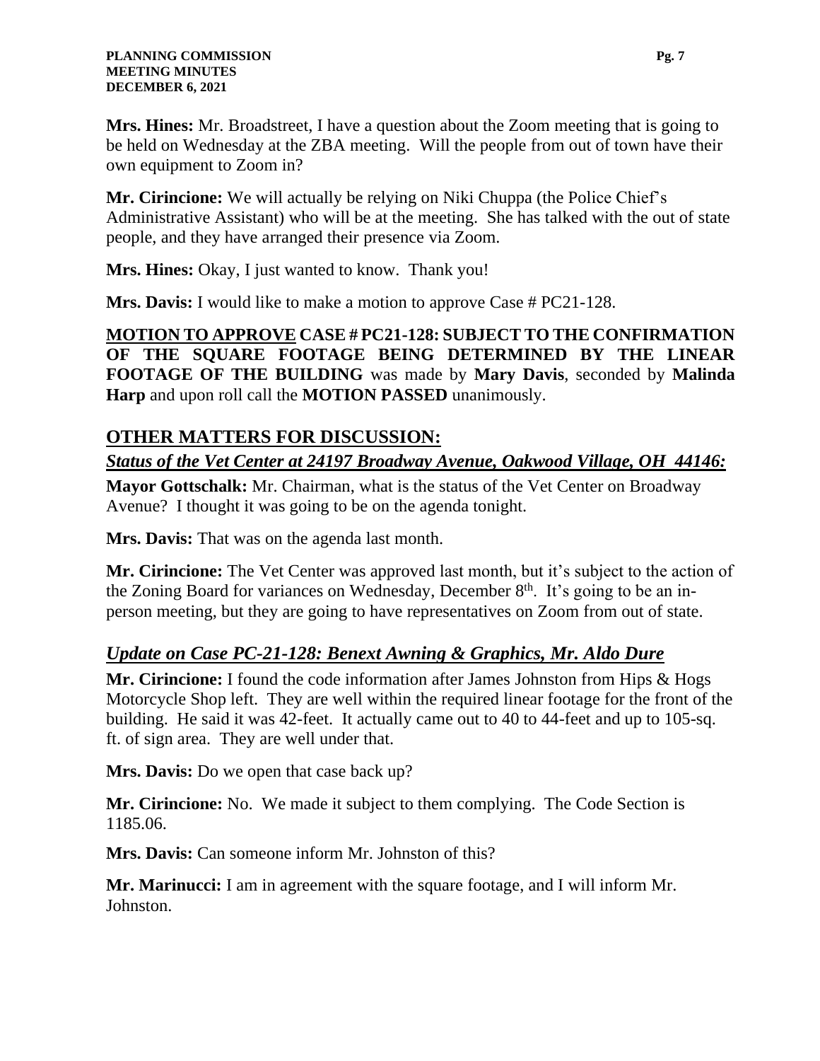**Mrs. Hines:** Mr. Broadstreet, I have a question about the Zoom meeting that is going to be held on Wednesday at the ZBA meeting. Will the people from out of town have their own equipment to Zoom in?

**Mr. Cirincione:** We will actually be relying on Niki Chuppa (the Police Chief's Administrative Assistant) who will be at the meeting. She has talked with the out of state people, and they have arranged their presence via Zoom.

**Mrs. Hines:** Okay, I just wanted to know. Thank you!

**Mrs. Davis:** I would like to make a motion to approve Case # PC21-128.

**MOTION TO APPROVE CASE # PC21-128: SUBJECT TO THE CONFIRMATION OF THE SQUARE FOOTAGE BEING DETERMINED BY THE LINEAR FOOTAGE OF THE BUILDING** was made by **Mary Davis**, seconded by **Malinda Harp** and upon roll call the **MOTION PASSED** unanimously.

## OTHER MATTERS FOR DISCUSSION:

### *Status of the Vet Center at 24197 Broadway Avenue, Oakwood Village, OH 44146:*

**Mayor Gottschalk:** Mr. Chairman, what is the status of the Vet Center on Broadway Avenue? I thought it was going to be on the agenda tonight.

**Mrs. Davis:** That was on the agenda last month.

**Mr. Cirincione:** The Vet Center was approved last month, but it's subject to the action of the Zoning Board for variances on Wednesday, December 8th. It's going to be an in-person meeting, but they are going to have representatives on Zoom from out of state.

### *Update on Case PC-21-128: Benext Awning & Graphics, Mr. Aldo Dure*

**Mr. Cirincione:** I found the code information after James Johnston from Hips & Hogs Motorcycle Shop left. They are well within the required linear footage for the front of the building. He said it was 42-feet. It actually came out to 40 to 44-feet and up to 105-sq. ft. of sign area. They are well under that.

**Mrs. Davis:** Do we open that case back up?

**Mr. Cirincione:** No. We made it subject to them complying. The Code Section is 1185.06.

**Mrs. Davis:** Can someone inform Mr. Johnston of this?

**Mr. Marinucci:** I am in agreement with the square footage, and I will inform Mr. Johnston.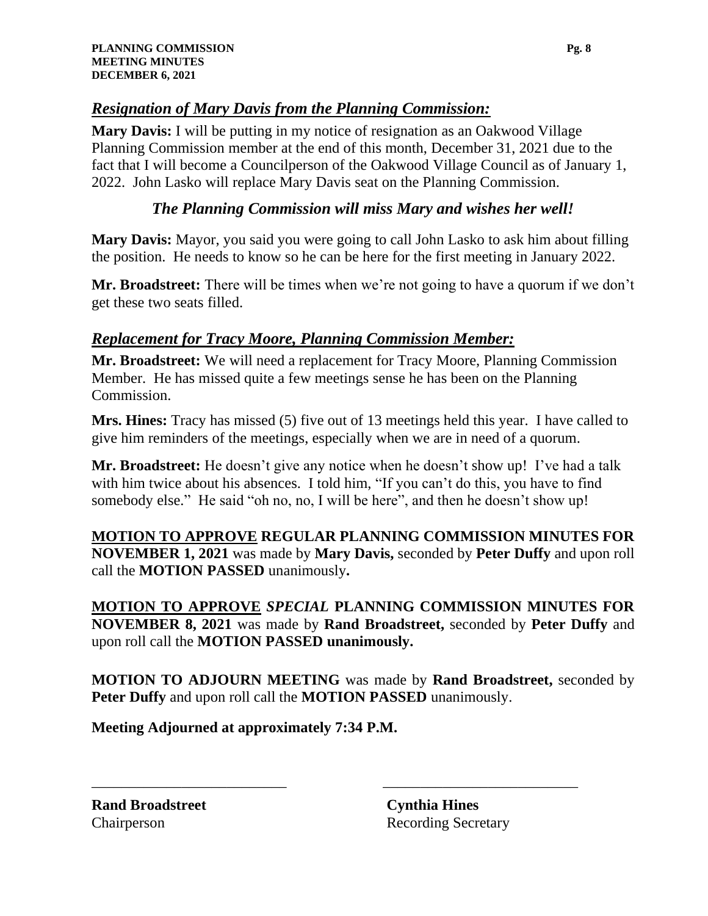## ***Resignation of Mary Davis from the Planning Commission:***

**Mary Davis:** I will be putting in my notice of resignation as an Oakwood Village Planning Commission member at the end of this month, December 31, 2021 due to the fact that I will become a Councilperson of the Oakwood Village Council as of January 1, 2022. John Lasko will replace Mary Davis seat on the Planning Commission.

***The Planning Commission will miss Mary and wishes her well!***

**Mary Davis:** Mayor, you said you were going to call John Lasko to ask him about filling the position. He needs to know so he can be here for the first meeting in January 2022.

**Mr. Broadstreet:** There will be times when we're not going to have a quorum if we don't get these two seats filled.

## ***Replacement for Tracy Moore, Planning Commission Member:***

**Mr. Broadstreet:** We will need a replacement for Tracy Moore, Planning Commission Member. He has missed quite a few meetings sense he has been on the Planning Commission.

**Mrs. Hines:** Tracy has missed (5) five out of 13 meetings held this year. I have called to give him reminders of the meetings, especially when we are in need of a quorum.

**Mr. Broadstreet:** He doesn't give any notice when he doesn't show up! I've had a talk with him twice about his absences. I told him, "If you can't do this, you have to find somebody else." He said "oh no, no, I will be here", and then he doesn't show up!

**<u>MOTION TO APPROVE</u> REGULAR PLANNING COMMISSION MINUTES FOR NOVEMBER 1, 2021** was made by **Mary Davis,** seconded by **Peter Duffy** and upon roll call the **MOTION PASSED** unanimously**.**

**<u>MOTION TO APPROVE</u> *SPECIAL* PLANNING COMMISSION MINUTES FOR NOVEMBER 8, 2021** was made by **Rand Broadstreet,** seconded by **Peter Duffy** and upon roll call the **MOTION PASSED unanimously.**

**MOTION TO ADJOURN MEETING** was made by **Rand Broadstreet,** seconded by **Peter Duffy** and upon roll call the **MOTION PASSED** unanimously.

**Meeting Adjourned at approximately 7:34 P.M.**

\_\_\_\_\_\_\_\_\_\_\_\_\_\_\_\_\_\_\_\_\_\_\_\_\_\_\_

**Rand Broadstreet**
Chairperson

\_\_\_\_\_\_\_\_\_\_\_\_\_\_\_\_\_\_\_\_\_\_\_\_\_\_\_

**Cynthia Hines**
Recording Secretary